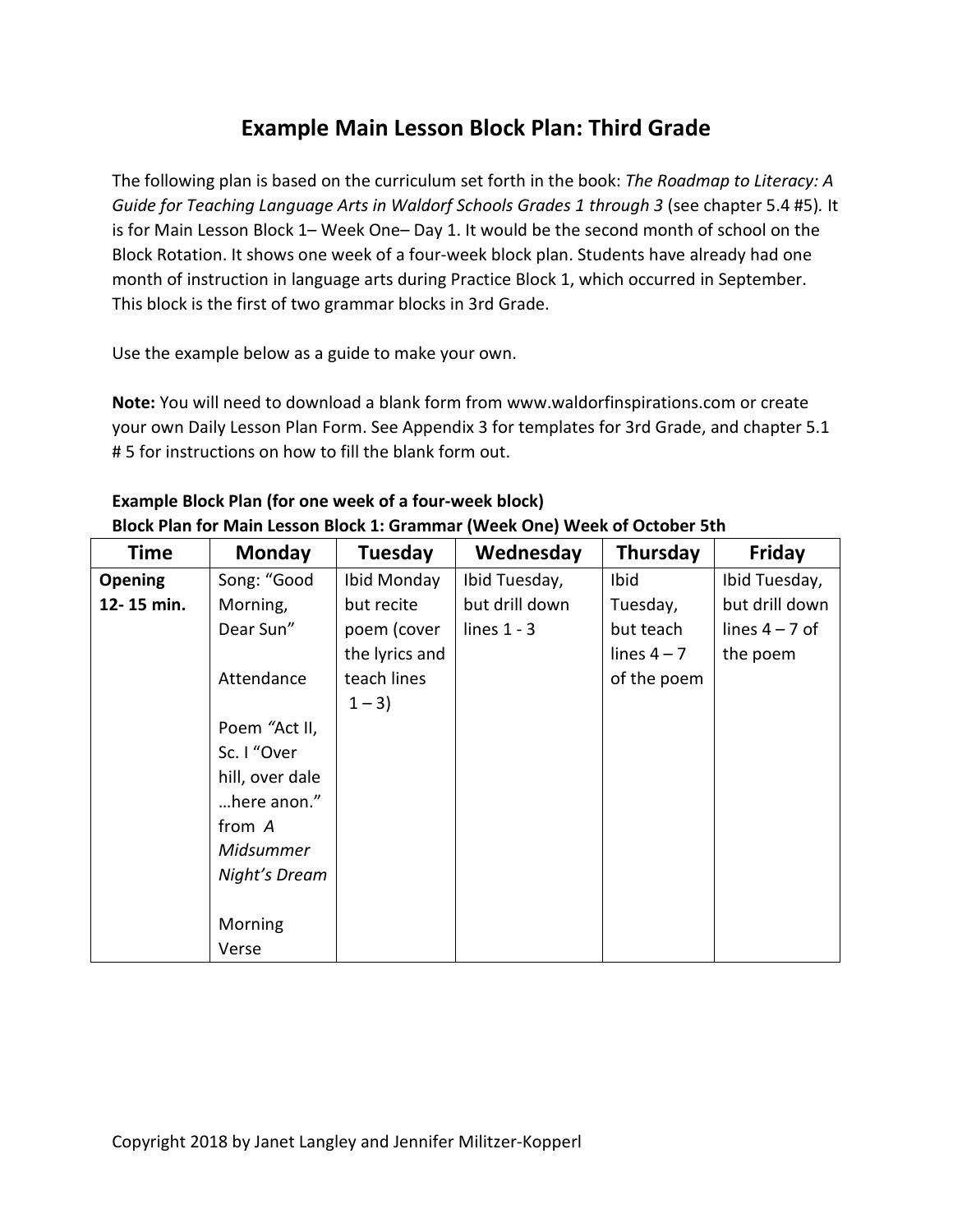# Example Main Lesson Block Plan: Third Grade

The following plan is based on the curriculum set forth in the book: *The Roadmap to Literacy: A Guide for Teaching Language Arts in Waldorf Schools Grades 1 through 3* (see chapter 5.4 #5). It is for Main Lesson Block 1– Week One– Day 1. It would be the second month of school on the Block Rotation. It shows one week of a four-week block plan. Students have already had one month of instruction in language arts during Practice Block 1, which occurred in September. This block is the first of two grammar blocks in 3rd Grade.

Use the example below as a guide to make your own.

**Note:** You will need to download a blank form from www.waldorfinspirations.com or create your own Daily Lesson Plan Form. See Appendix 3 for templates for 3rd Grade, and chapter 5.1 # 5 for instructions on how to fill the blank form out.

**Example Block Plan (for one week of a four-week block)**
**Block Plan for Main Lesson Block 1: Grammar (Week One) Week of October 5th**

| Time | Monday | Tuesday | Wednesday | Thursday | Friday |
|---|---|---|---|---|---|
| **Opening 12- 15 min.** | Song: "Good Morning, Dear Sun"<br><br>Attendance<br><br>Poem "Act II, Sc. I "Over hill, over dale …here anon." from *A Midsummer Night's Dream*<br><br>Morning Verse | Ibid Monday but recite poem (cover the lyrics and teach lines 1 – 3) | Ibid Tuesday, but drill down lines 1 - 3 | Ibid Tuesday, but teach lines 4 – 7 of the poem | Ibid Tuesday, but drill down lines 4 – 7 of the poem |

Copyright 2018 by Janet Langley and Jennifer Militzer-Kopperl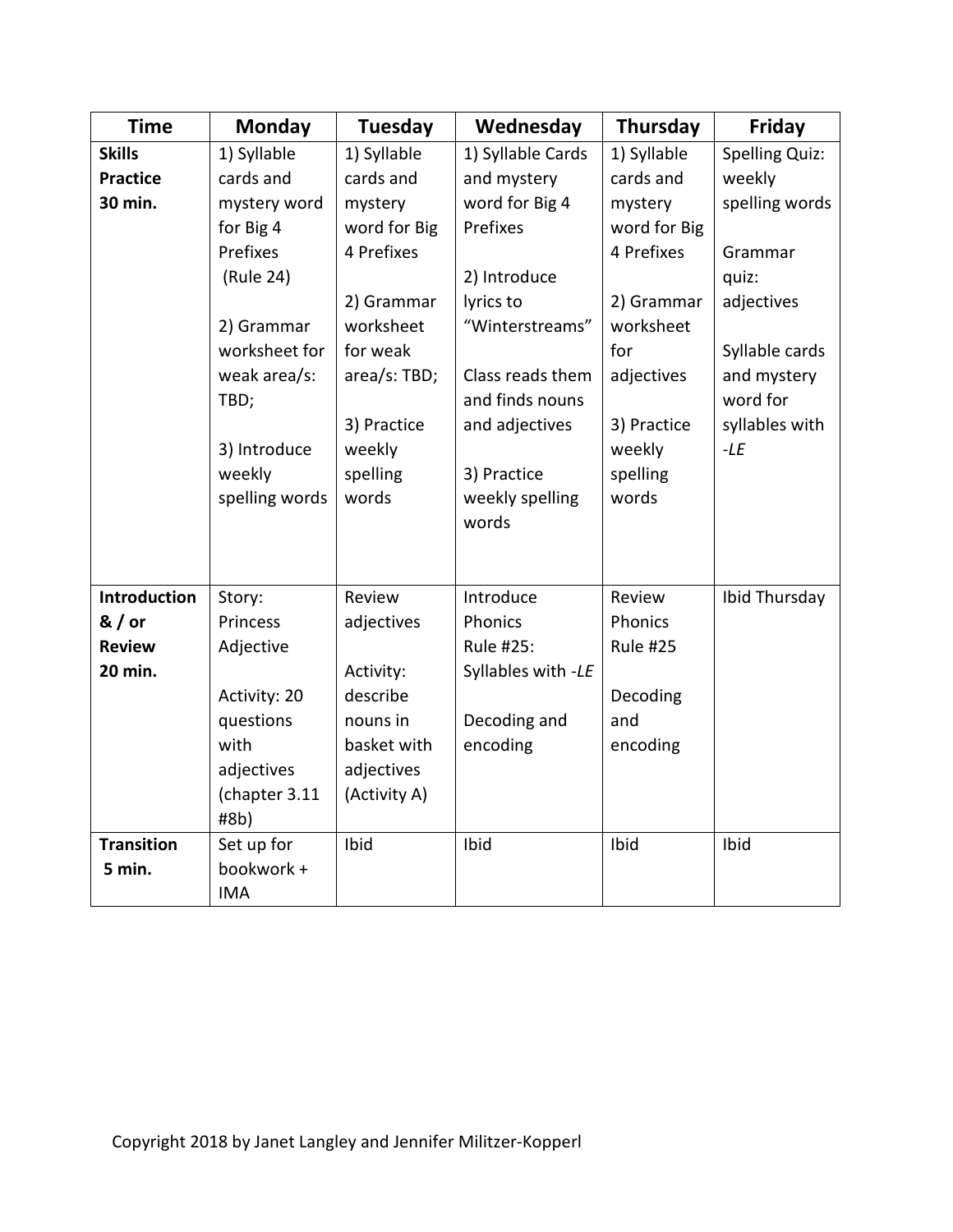| Time | Monday | Tuesday | Wednesday | Thursday | Friday |
|---|---|---|---|---|---|
| **Skills Practice 30 min.** | 1) Syllable cards and mystery word for Big 4 Prefixes (Rule 24)<br><br>2) Grammar worksheet for weak area/s: TBD;<br><br>3) Introduce weekly spelling words | 1) Syllable cards and mystery word for Big 4 Prefixes<br><br>2) Grammar worksheet for weak area/s: TBD;<br><br>3) Practice weekly spelling words | 1) Syllable Cards and mystery word for Big 4 Prefixes<br><br>2) Introduce lyrics to "Winterstreams"<br><br>Class reads them and finds nouns and adjectives<br><br>3) Practice weekly spelling words | 1) Syllable cards and mystery word for Big 4 Prefixes<br><br>2) Grammar worksheet for adjectives<br><br>3) Practice weekly spelling words | Spelling Quiz: weekly spelling words<br><br>Grammar quiz: adjectives<br><br>Syllable cards and mystery word for syllables with *-LE* |
| **Introduction & / or Review 20 min.** | Story: Princess Adjective<br><br>Activity: 20 questions with adjectives (chapter 3.11 #8b) | Review adjectives<br><br>Activity: describe nouns in basket with adjectives (Activity A) | Introduce Phonics Rule #25: Syllables with *-LE*<br><br>Decoding and encoding | Review Phonics Rule #25<br><br>Decoding and encoding | Ibid Thursday |
| **Transition 5 min.** | Set up for bookwork + IMA | Ibid | Ibid | Ibid | Ibid |

Copyright 2018 by Janet Langley and Jennifer Militzer-Kopperl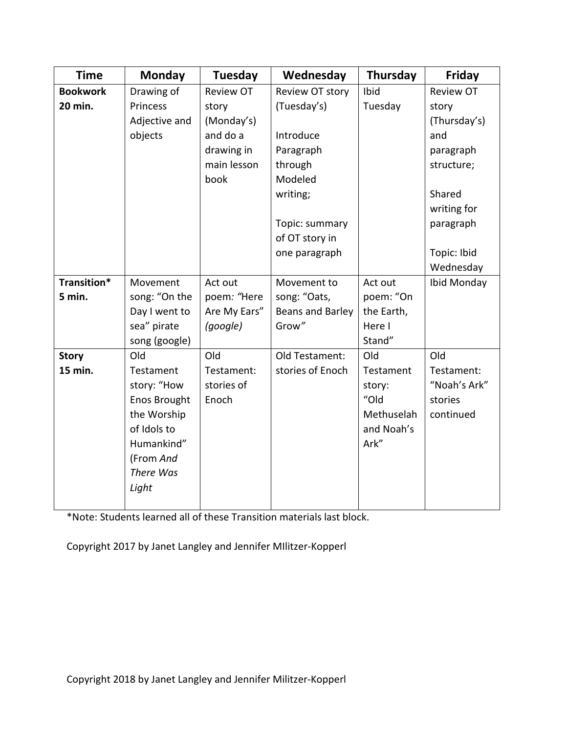| Time | Monday | Tuesday | Wednesday | Thursday | Friday |
|---|---|---|---|---|---|
| **Bookwork 20 min.** | Drawing of Princess Adjective and objects | Review OT story (Monday's) and do a drawing in main lesson book | Review OT story (Tuesday's)<br><br>Introduce Paragraph through Modeled writing;<br><br>Topic: summary of OT story in one paragraph | Ibid Tuesday | Review OT story (Thursday's) and paragraph structure;<br><br>Shared writing for paragraph<br><br>Topic: Ibid Wednesday |
| **Transition*** **5 min.** | Movement song: "On the Day I went to sea" pirate song (google) | Act out poem*: "*Here Are My Ears" *(google)* | Movement to song: "Oats, Beans and Barley Grow*"* | Act out poem: "On the Earth, Here I Stand" | Ibid Monday |
| **Story 15 min.** | Old Testament story: "How Enos Brought the Worship of Idols to Humankind" (From *And There Was Light* | Old Testament: stories of Enoch | Old Testament: stories of Enoch | Old Testament story: "Old Methuselah and Noah's Ark" | Old Testament: "Noah's Ark" stories continued |

*Note: Students learned all of these Transition materials last block.

Copyright 2017 by Janet Langley and Jennifer MIlitzer-Kopperl

Copyright 2018 by Janet Langley and Jennifer Militzer-Kopperl